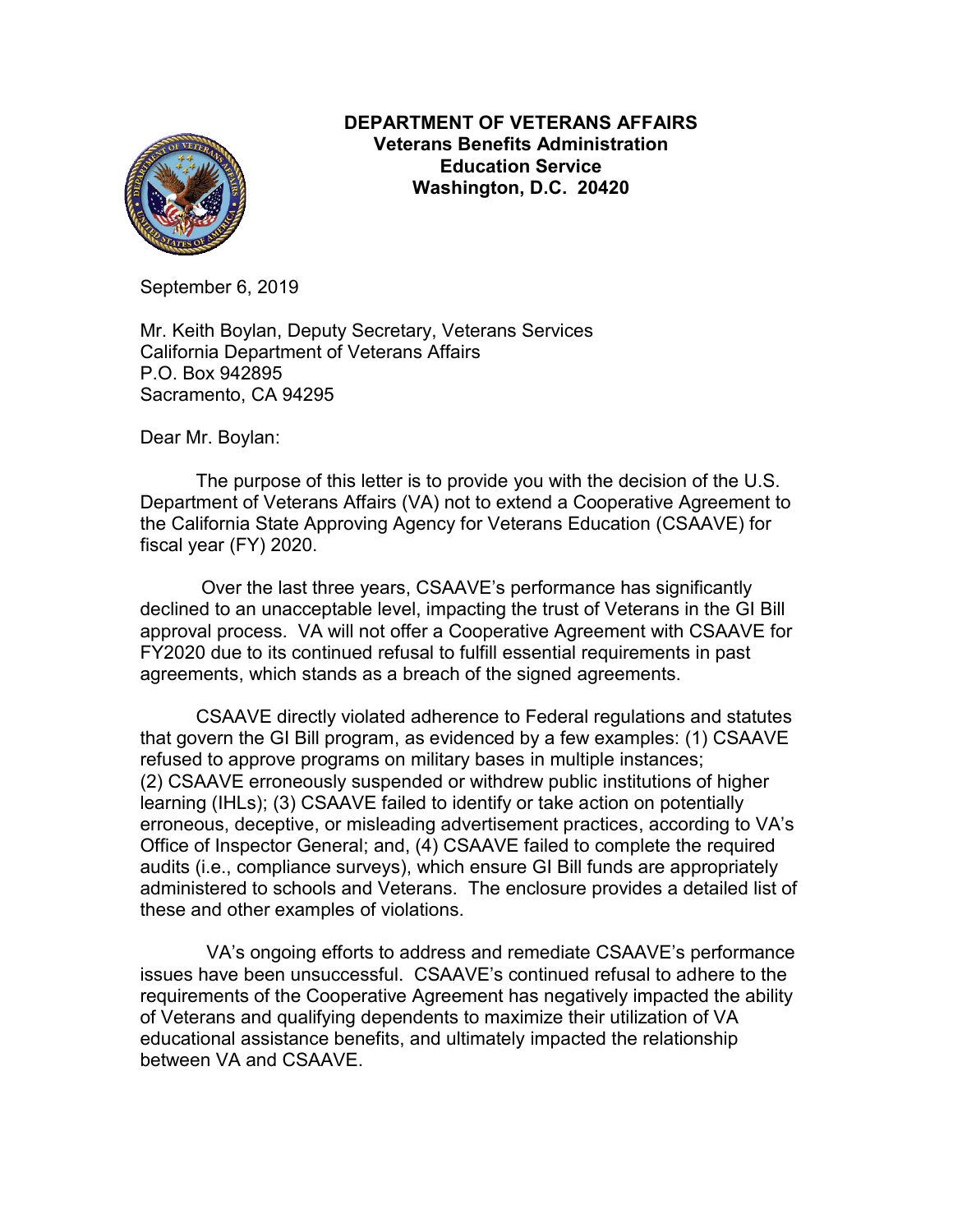**DEPARTMENT OF VETERANS AFFAIRS**
**Veterans Benefits Administration**
**Education Service**
**Washington, D.C. 20420**

September 6, 2019

Mr. Keith Boylan, Deputy Secretary, Veterans Services
California Department of Veterans Affairs
P.O. Box 942895
Sacramento, CA 94295

Dear Mr. Boylan:

The purpose of this letter is to provide you with the decision of the U.S. Department of Veterans Affairs (VA) not to extend a Cooperative Agreement to the California State Approving Agency for Veterans Education (CSAAVE) for fiscal year (FY) 2020.

Over the last three years, CSAAVE's performance has significantly declined to an unacceptable level, impacting the trust of Veterans in the GI Bill approval process. VA will not offer a Cooperative Agreement with CSAAVE for FY2020 due to its continued refusal to fulfill essential requirements in past agreements, which stands as a breach of the signed agreements.

CSAAVE directly violated adherence to Federal regulations and statutes that govern the GI Bill program, as evidenced by a few examples: (1) CSAAVE refused to approve programs on military bases in multiple instances; (2) CSAAVE erroneously suspended or withdrew public institutions of higher learning (IHLs); (3) CSAAVE failed to identify or take action on potentially erroneous, deceptive, or misleading advertisement practices, according to VA's Office of Inspector General; and, (4) CSAAVE failed to complete the required audits (i.e., compliance surveys), which ensure GI Bill funds are appropriately administered to schools and Veterans. The enclosure provides a detailed list of these and other examples of violations.

VA's ongoing efforts to address and remediate CSAAVE's performance issues have been unsuccessful. CSAAVE's continued refusal to adhere to the requirements of the Cooperative Agreement has negatively impacted the ability of Veterans and qualifying dependents to maximize their utilization of VA educational assistance benefits, and ultimately impacted the relationship between VA and CSAAVE.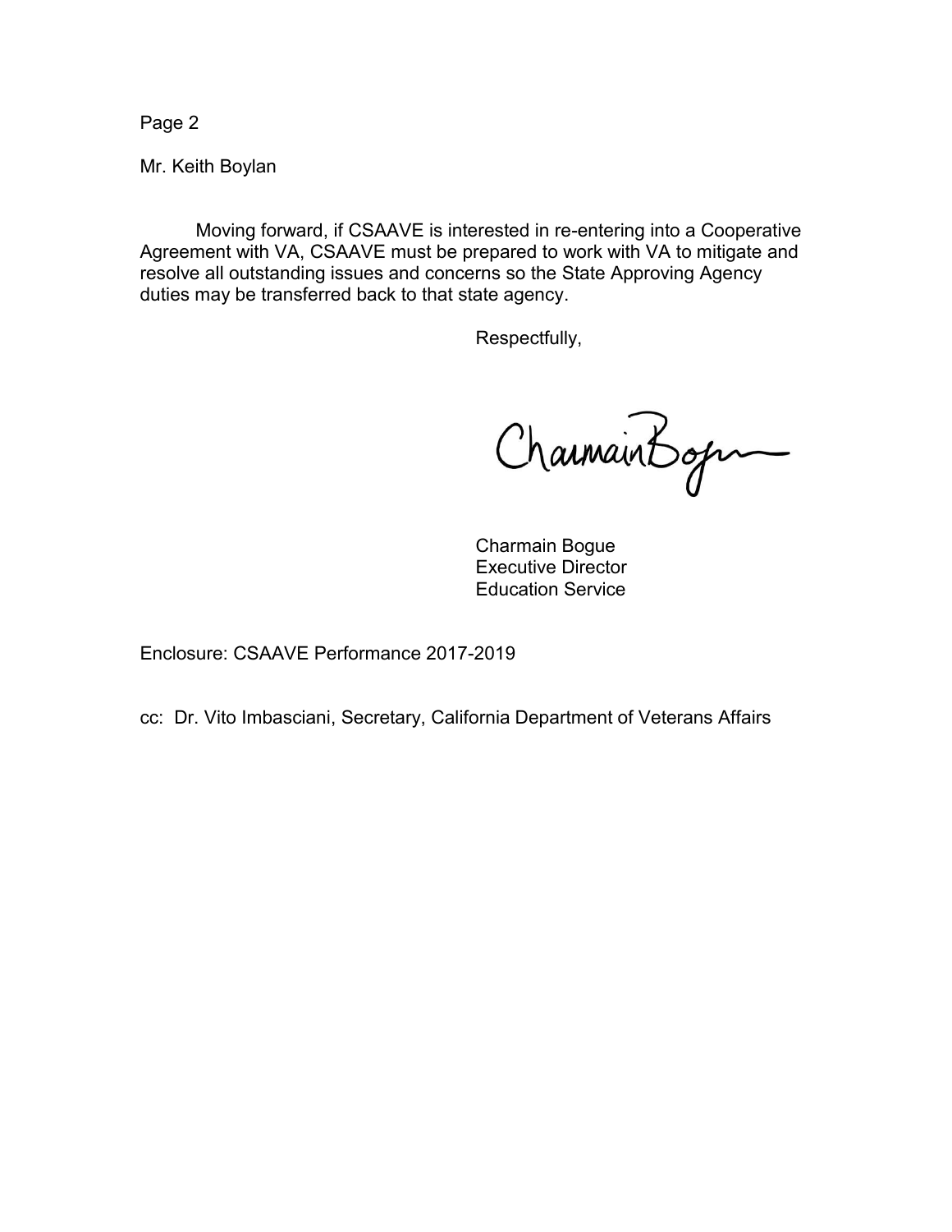Mr. Keith Boylan

Moving forward, if CSAAVE is interested in re-entering into a Cooperative Agreement with VA, CSAAVE must be prepared to work with VA to mitigate and resolve all outstanding issues and concerns so the State Approving Agency duties may be transferred back to that state agency.

Respectfully,

Charmain Bogue
Executive Director
Education Service

Enclosure: CSAAVE Performance 2017-2019

cc: Dr. Vito Imbasciani, Secretary, California Department of Veterans Affairs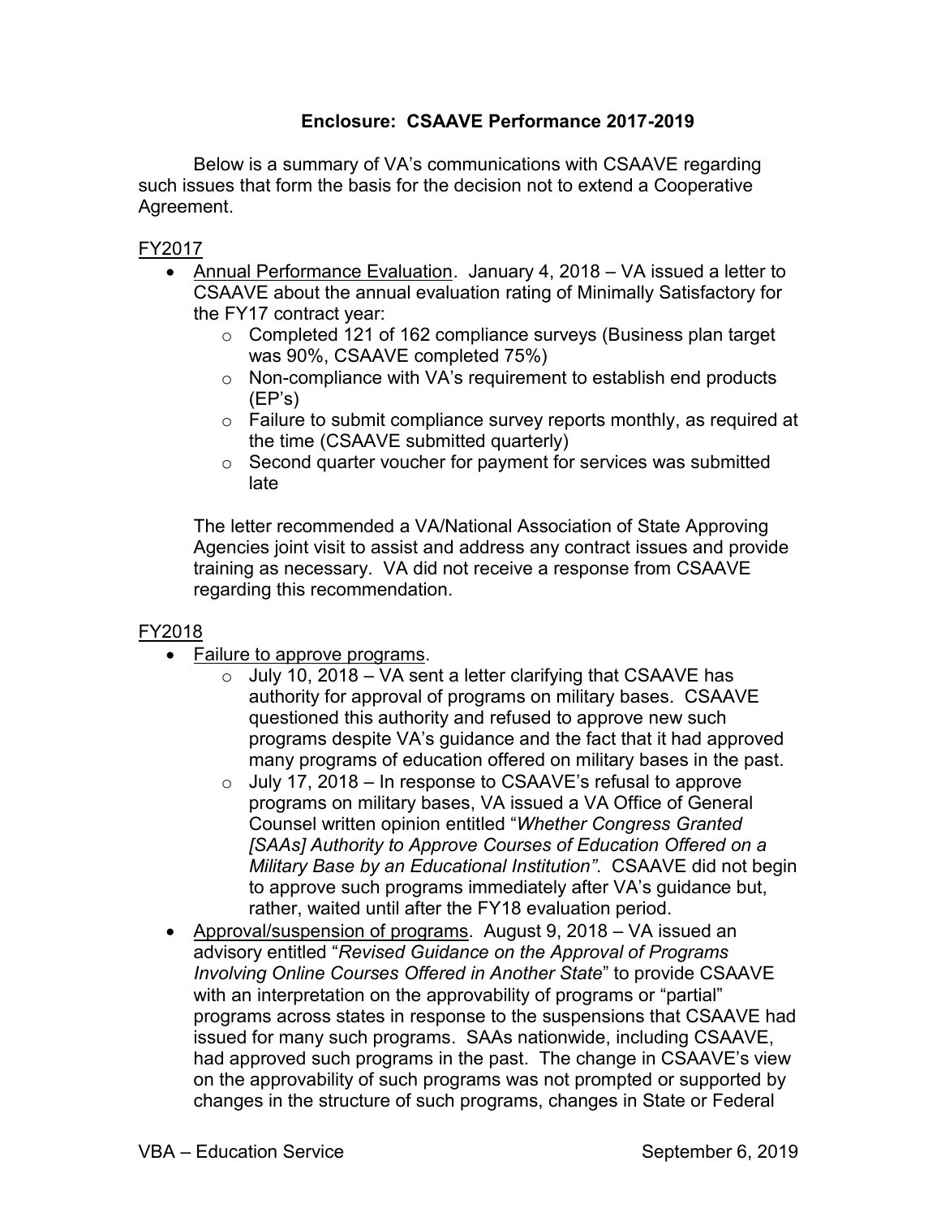## Enclosure: CSAAVE Performance 2017-2019

Below is a summary of VA's communications with CSAAVE regarding such issues that form the basis for the decision not to extend a Cooperative Agreement.

FY2017

- Annual Performance Evaluation. January 4, 2018 – VA issued a letter to CSAAVE about the annual evaluation rating of Minimally Satisfactory for the FY17 contract year:
  - Completed 121 of 162 compliance surveys (Business plan target was 90%, CSAAVE completed 75%)
  - Non-compliance with VA's requirement to establish end products (EP's)
  - Failure to submit compliance survey reports monthly, as required at the time (CSAAVE submitted quarterly)
  - Second quarter voucher for payment for services was submitted late

  The letter recommended a VA/National Association of State Approving Agencies joint visit to assist and address any contract issues and provide training as necessary. VA did not receive a response from CSAAVE regarding this recommendation.

FY2018

- Failure to approve programs.
  - July 10, 2018 – VA sent a letter clarifying that CSAAVE has authority for approval of programs on military bases. CSAAVE questioned this authority and refused to approve new such programs despite VA's guidance and the fact that it had approved many programs of education offered on military bases in the past.
  - July 17, 2018 – In response to CSAAVE's refusal to approve programs on military bases, VA issued a VA Office of General Counsel written opinion entitled "*Whether Congress Granted [SAAs] Authority to Approve Courses of Education Offered on a Military Base by an Educational Institution"*. CSAAVE did not begin to approve such programs immediately after VA's guidance but, rather, waited until after the FY18 evaluation period.
- Approval/suspension of programs. August 9, 2018 – VA issued an advisory entitled "*Revised Guidance on the Approval of Programs Involving Online Courses Offered in Another State*" to provide CSAAVE with an interpretation on the approvability of programs or "partial" programs across states in response to the suspensions that CSAAVE had issued for many such programs. SAAs nationwide, including CSAAVE, had approved such programs in the past. The change in CSAAVE's view on the approvability of such programs was not prompted or supported by changes in the structure of such programs, changes in State or Federal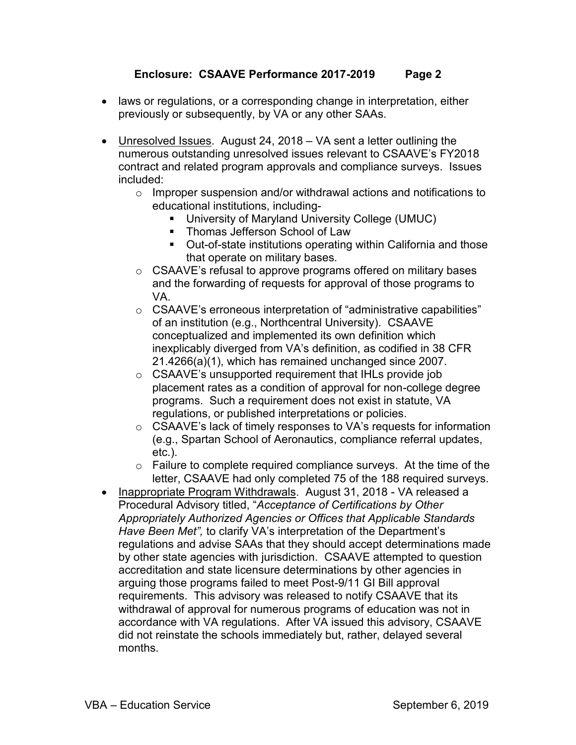- laws or regulations, or a corresponding change in interpretation, either previously or subsequently, by VA or any other SAAs.

- Unresolved Issues. August 24, 2018 – VA sent a letter outlining the numerous outstanding unresolved issues relevant to CSAAVE's FY2018 contract and related program approvals and compliance surveys. Issues included:
    - Improper suspension and/or withdrawal actions and notifications to educational institutions, including-
        - University of Maryland University College (UMUC)
        - Thomas Jefferson School of Law
        - Out-of-state institutions operating within California and those that operate on military bases.
    - CSAAVE's refusal to approve programs offered on military bases and the forwarding of requests for approval of those programs to VA.
    - CSAAVE's erroneous interpretation of "administrative capabilities" of an institution (e.g., Northcentral University). CSAAVE conceptualized and implemented its own definition which inexplicably diverged from VA's definition, as codified in 38 CFR 21.4266(a)(1), which has remained unchanged since 2007.
    - CSAAVE's unsupported requirement that IHLs provide job placement rates as a condition of approval for non-college degree programs. Such a requirement does not exist in statute, VA regulations, or published interpretations or policies.
    - CSAAVE's lack of timely responses to VA's requests for information (e.g., Spartan School of Aeronautics, compliance referral updates, etc.).
    - Failure to complete required compliance surveys. At the time of the letter, CSAAVE had only completed 75 of the 188 required surveys.
- Inappropriate Program Withdrawals. August 31, 2018 - VA released a Procedural Advisory titled, "*Acceptance of Certifications by Other Appropriately Authorized Agencies or Offices that Applicable Standards Have Been Met",* to clarify VA's interpretation of the Department's regulations and advise SAAs that they should accept determinations made by other state agencies with jurisdiction. CSAAVE attempted to question accreditation and state licensure determinations by other agencies in arguing those programs failed to meet Post-9/11 GI Bill approval requirements. This advisory was released to notify CSAAVE that its withdrawal of approval for numerous programs of education was not in accordance with VA regulations. After VA issued this advisory, CSAAVE did not reinstate the schools immediately but, rather, delayed several months.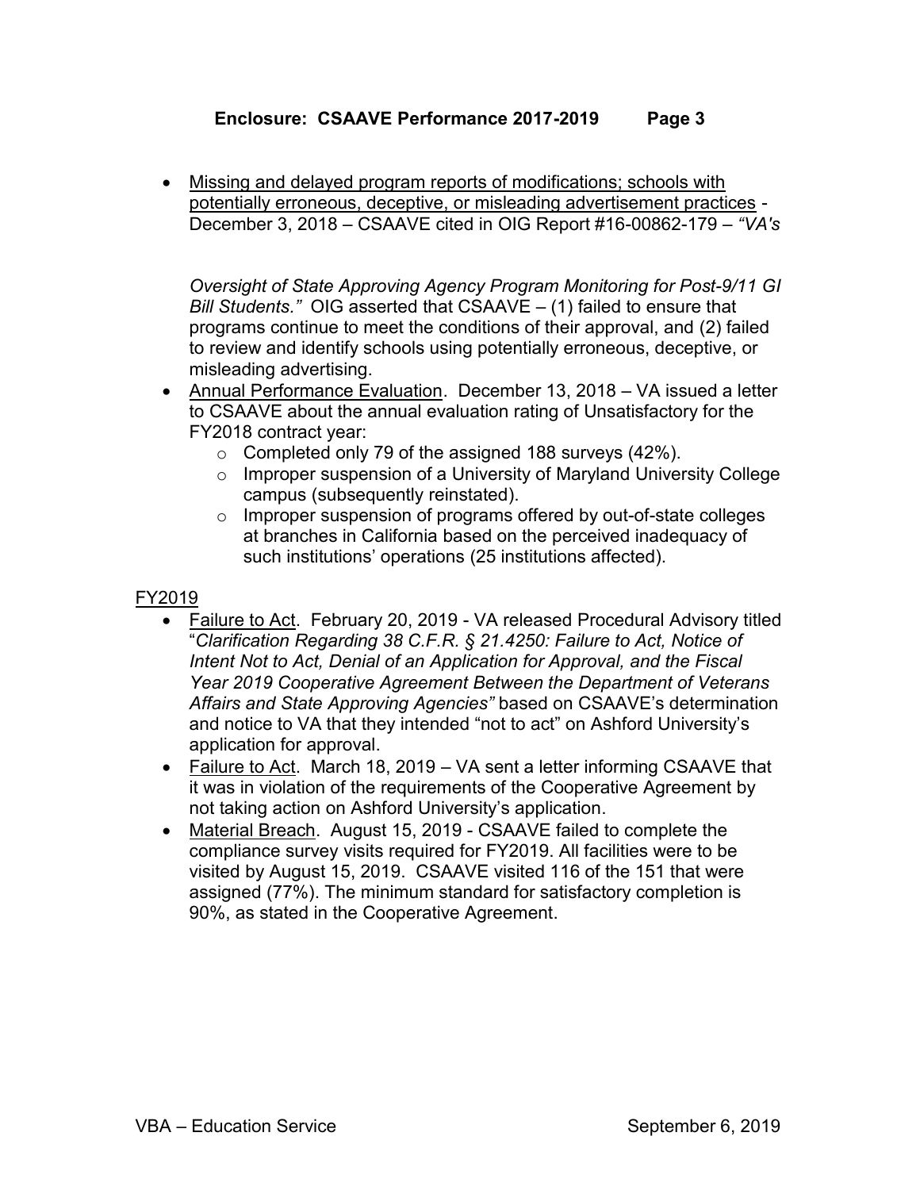- Missing and delayed program reports of modifications; schools with potentially erroneous, deceptive, or misleading advertisement practices - December 3, 2018 – CSAAVE cited in OIG Report #16-00862-179 – *"VA's Oversight of State Approving Agency Program Monitoring for Post-9/11 GI Bill Students."* OIG asserted that CSAAVE – (1) failed to ensure that programs continue to meet the conditions of their approval, and (2) failed to review and identify schools using potentially erroneous, deceptive, or misleading advertising.
- Annual Performance Evaluation. December 13, 2018 – VA issued a letter to CSAAVE about the annual evaluation rating of Unsatisfactory for the FY2018 contract year:
  - Completed only 79 of the assigned 188 surveys (42%).
  - Improper suspension of a University of Maryland University College campus (subsequently reinstated).
  - Improper suspension of programs offered by out-of-state colleges at branches in California based on the perceived inadequacy of such institutions' operations (25 institutions affected).

FY2019

- Failure to Act. February 20, 2019 - VA released Procedural Advisory titled "*Clarification Regarding 38 C.F.R. § 21.4250: Failure to Act, Notice of Intent Not to Act, Denial of an Application for Approval, and the Fiscal Year 2019 Cooperative Agreement Between the Department of Veterans Affairs and State Approving Agencies"* based on CSAAVE's determination and notice to VA that they intended "not to act" on Ashford University's application for approval.
- Failure to Act. March 18, 2019 – VA sent a letter informing CSAAVE that it was in violation of the requirements of the Cooperative Agreement by not taking action on Ashford University's application.
- Material Breach. August 15, 2019 - CSAAVE failed to complete the compliance survey visits required for FY2019. All facilities were to be visited by August 15, 2019. CSAAVE visited 116 of the 151 that were assigned (77%). The minimum standard for satisfactory completion is 90%, as stated in the Cooperative Agreement.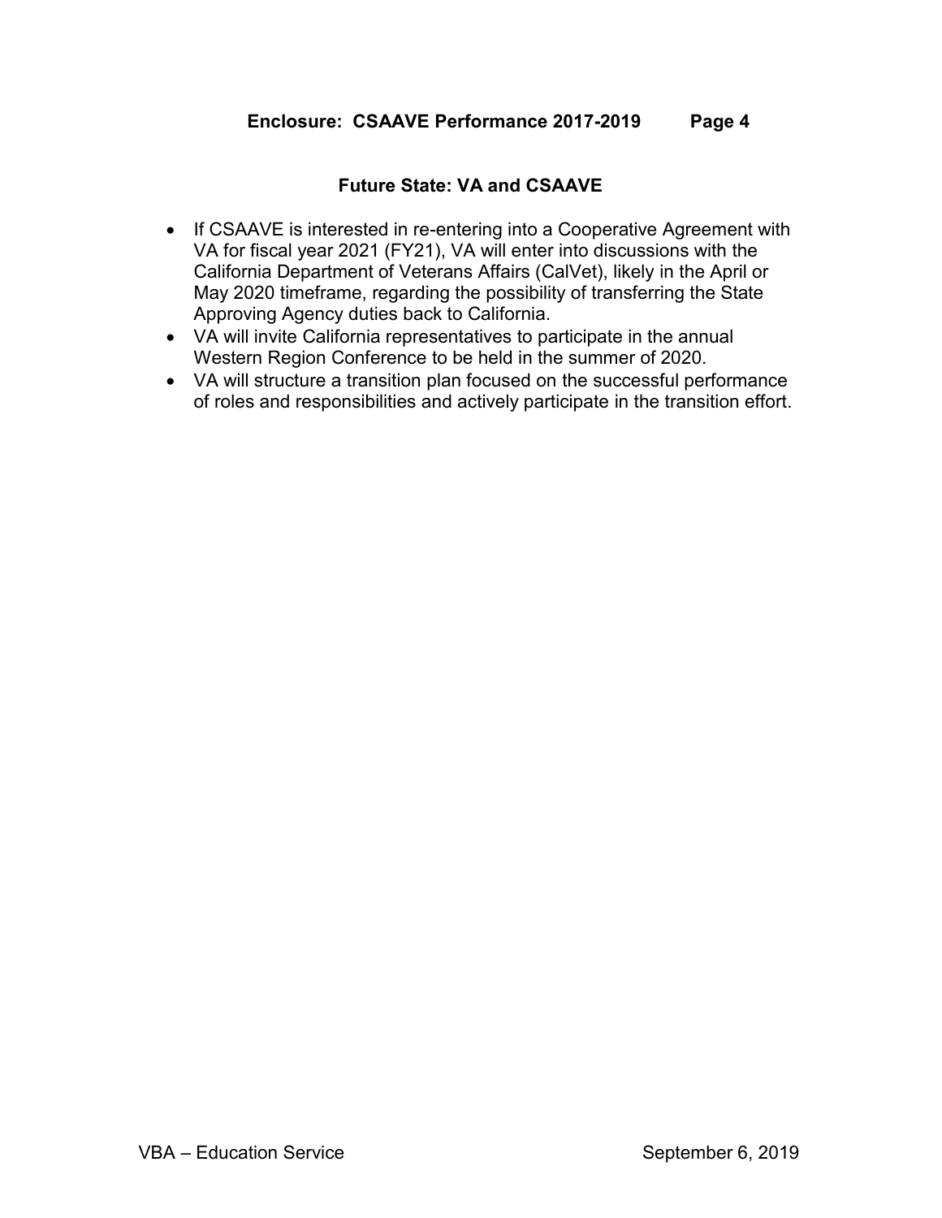## Future State: VA and CSAAVE

- If CSAAVE is interested in re-entering into a Cooperative Agreement with VA for fiscal year 2021 (FY21), VA will enter into discussions with the California Department of Veterans Affairs (CalVet), likely in the April or May 2020 timeframe, regarding the possibility of transferring the State Approving Agency duties back to California.
- VA will invite California representatives to participate in the annual Western Region Conference to be held in the summer of 2020.
- VA will structure a transition plan focused on the successful performance of roles and responsibilities and actively participate in the transition effort.